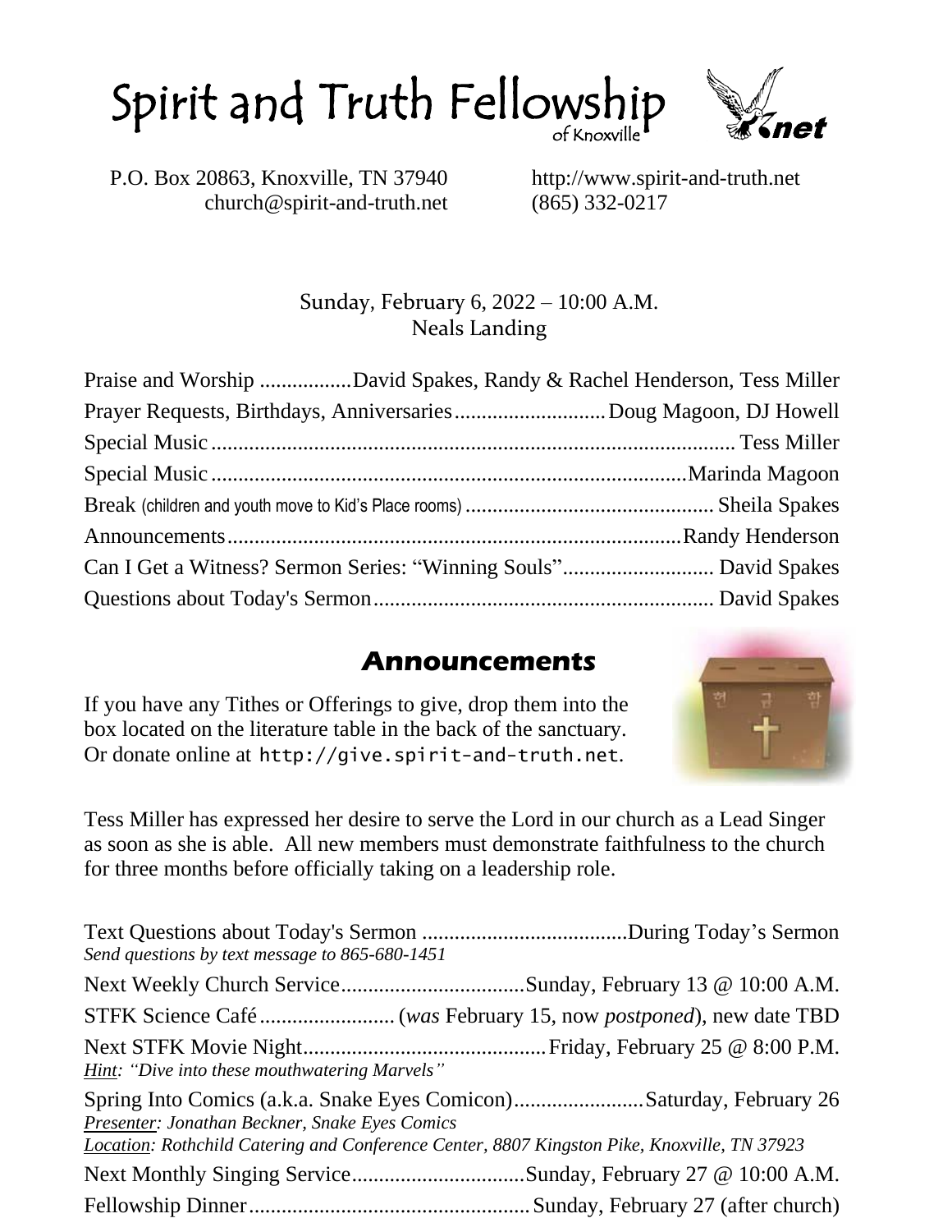# Spirit and Truth Fellowship
of Knoxville

P.O. Box 20863, Knoxville, TN 37940
church@spirit-and-truth.net

http://www.spirit-and-truth.net
(865) 332-0217

Sunday, February 6, 2022 – 10:00 A.M.
Neals Landing

Praise and Worship ................. David Spakes, Randy & Rachel Henderson, Tess Miller
Prayer Requests, Birthdays, Anniversaries ............................ Doug Magoon, DJ Howell
Special Music ................................................................................................ Tess Miller
Special Music ........................................................................................ Marinda Magoon
Break (children and youth move to Kid's Place rooms) ............................................... Sheila Spakes
Announcements .................................................................................... Randy Henderson
Can I Get a Witness? Sermon Series: "Winning Souls" ............................ David Spakes
Questions about Today's Sermon ............................................................... David Spakes

## Announcements

If you have any Tithes or Offerings to give, drop them into the box located on the literature table in the back of the sanctuary. Or donate online at http://give.spirit-and-truth.net.

Tess Miller has expressed her desire to serve the Lord in our church as a Lead Singer as soon as she is able. All new members must demonstrate faithfulness to the church for three months before officially taking on a leadership role.

Text Questions about Today's Sermon ...................................... During Today's Sermon
*Send questions by text message to 865-680-1451*

Next Weekly Church Service .................................. Sunday, February 13 @ 10:00 A.M.

STFK Science Café ......................... (*was* February 15, now *postponed*), new date TBD

Next STFK Movie Night ............................................ Friday, February 25 @ 8:00 P.M.
*Hint: "Dive into these mouthwatering Marvels"*

Spring Into Comics (a.k.a. Snake Eyes Comicon) ........................ Saturday, February 26
*Presenter: Jonathan Beckner, Snake Eyes Comics*
*Location: Rothchild Catering and Conference Center, 8807 Kingston Pike, Knoxville, TN 37923*

Next Monthly Singing Service ................................ Sunday, February 27 @ 10:00 A.M.

Fellowship Dinner .................................................... Sunday, February 27 (after church)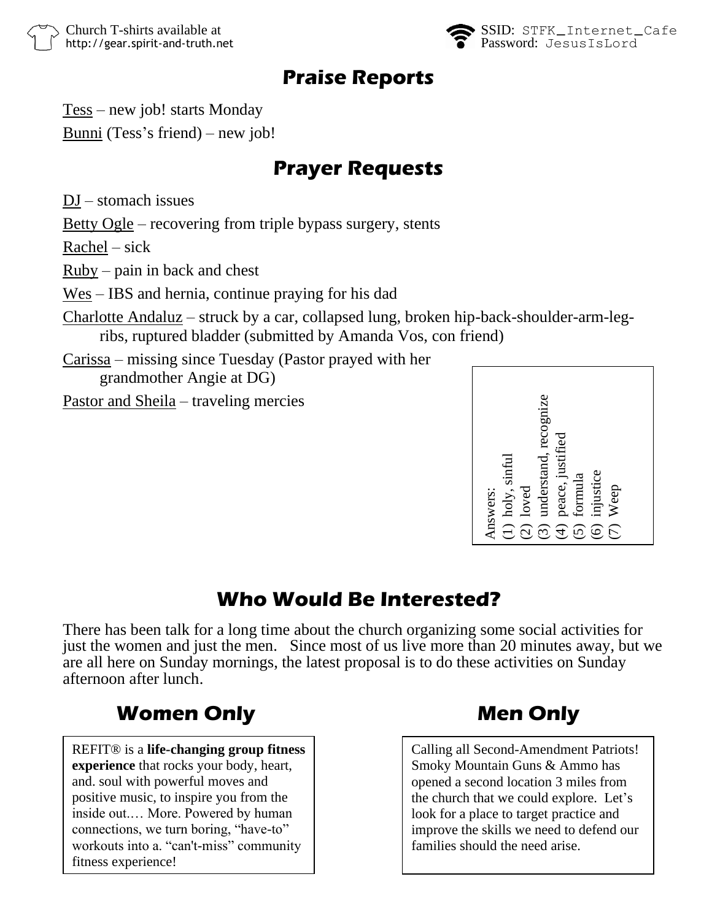Church T-shirts available at http://gear.spirit-and-truth.net

SSID: STFK_Internet_Cafe
Password: JesusIsLord

## Praise Reports

Tess – new job! starts Monday

Bunni (Tess's friend) – new job!

## Prayer Requests

DJ – stomach issues

Betty Ogle – recovering from triple bypass surgery, stents

Rachel – sick

Ruby – pain in back and chest

Wes – IBS and hernia, continue praying for his dad

Charlotte Andaluz – struck by a car, collapsed lung, broken hip-back-shoulder-arm-leg-ribs, ruptured bladder (submitted by Amanda Vos, con friend)

Carissa – missing since Tuesday (Pastor prayed with her grandmother Angie at DG)

Pastor and Sheila – traveling mercies

Answers:
(1) holy, sinful
(2) loved
(3) understand, recognize
(4) peace, justified
(5) formula
(6) injustice
(7) Weep

## Who Would Be Interested?

There has been talk for a long time about the church organizing some social activities for just the women and just the men. Since most of us live more than 20 minutes away, but we are all here on Sunday mornings, the latest proposal is to do these activities on Sunday afternoon after lunch.

### Women Only

REFIT® is a **life-changing group fitness experience** that rocks your body, heart, and. soul with powerful moves and positive music, to inspire you from the inside out.… More. Powered by human connections, we turn boring, "have-to" workouts into a. "can't-miss" community fitness experience!

### Men Only

Calling all Second-Amendment Patriots! Smoky Mountain Guns & Ammo has opened a second location 3 miles from the church that we could explore. Let's look for a place to target practice and improve the skills we need to defend our families should the need arise.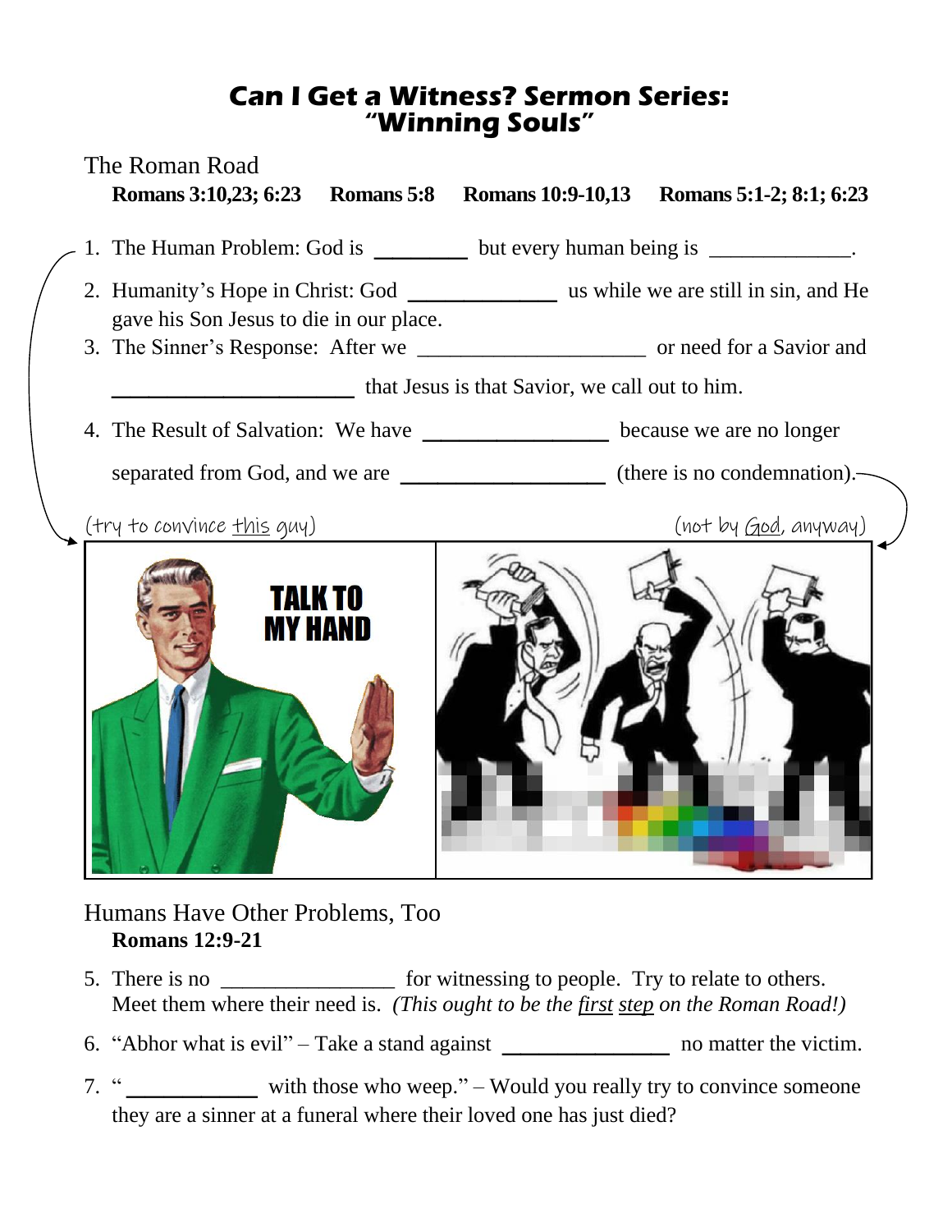# Can I Get a Witness? Sermon Series: "Winning Souls"

## The Roman Road

**Romans 3:10,23; 6:23 Romans 5:8 Romans 10:9-10,13 Romans 5:1-2; 8:1; 6:23**

1. The Human Problem: God is ________ but every human being is _____________.
2. Humanity's Hope in Christ: God ______________ us while we are still in sin, and He gave his Son Jesus to die in our place.
3. The Sinner's Response: After we _____________________ or need for a Savior and ______________________ that Jesus is that Savior, we call out to him.
4. The Result of Salvation: We have _________________ because we are no longer separated from God, and we are ___________________ (there is no condemnation).

(try to convince <u>this</u> guy) (not by <u>God</u>, anyway)

## Humans Have Other Problems, Too

**Romans 12:9-21**

5. There is no ________________ for witnessing to people. Try to relate to others. Meet them where their need is. *(This ought to be the <u>first</u> <u>step</u> on the Roman Road!)*
6. "Abhor what is evil" – Take a stand against _______________ no matter the victim.
7. "____________ with those who weep." – Would you really try to convince someone they are a sinner at a funeral where their loved one has just died?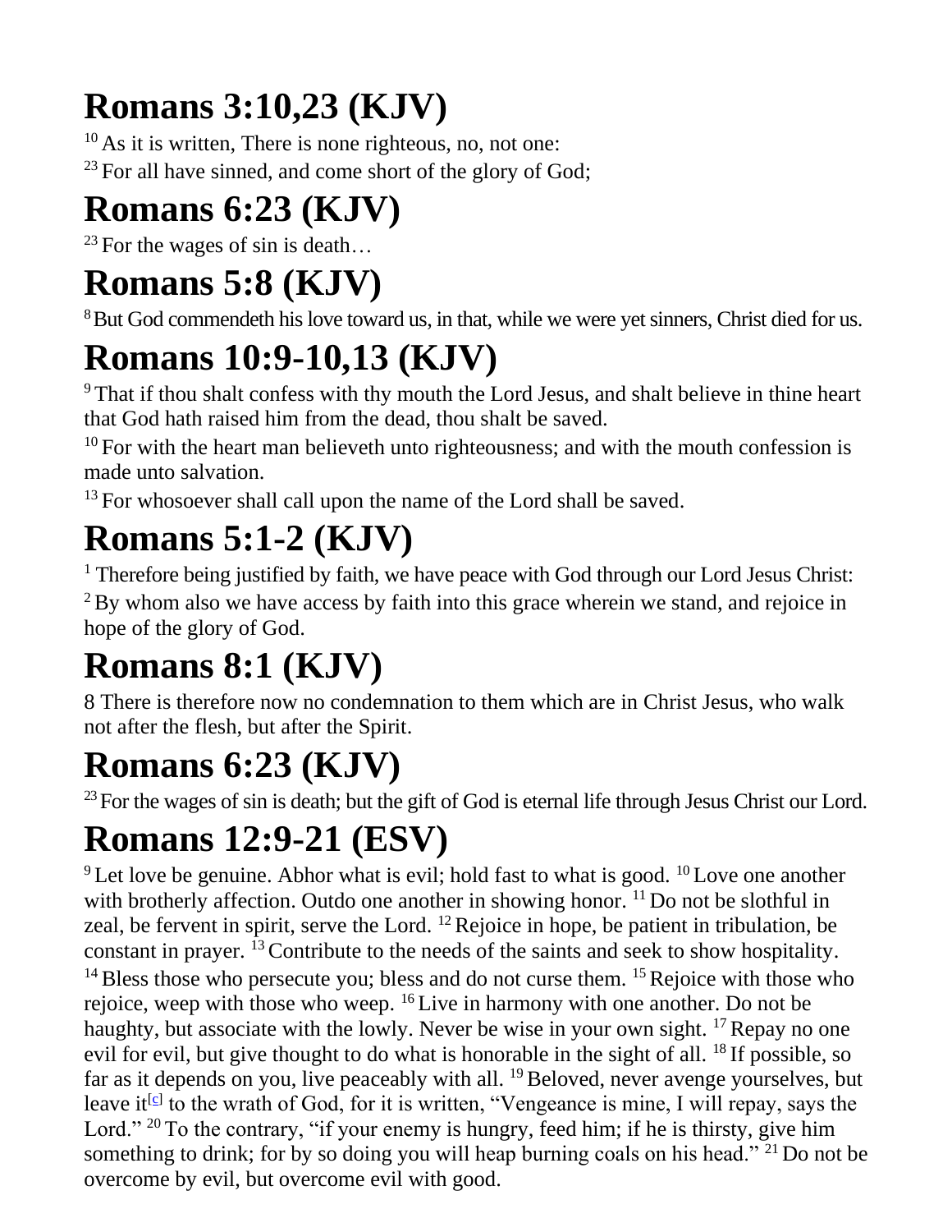# Romans 3:10,23 (KJV)

[10] As it is written, There is none righteous, no, not one:

[23] For all have sinned, and come short of the glory of God;

# Romans 6:23 (KJV)

[23] For the wages of sin is death…

# Romans 5:8 (KJV)

[8] But God commendeth his love toward us, in that, while we were yet sinners, Christ died for us.

# Romans 10:9-10,13 (KJV)

[9] That if thou shalt confess with thy mouth the Lord Jesus, and shalt believe in thine heart that God hath raised him from the dead, thou shalt be saved.

[10] For with the heart man believeth unto righteousness; and with the mouth confession is made unto salvation.

[13] For whosoever shall call upon the name of the Lord shall be saved.

# Romans 5:1-2 (KJV)

[1] Therefore being justified by faith, we have peace with God through our Lord Jesus Christ:

[2] By whom also we have access by faith into this grace wherein we stand, and rejoice in hope of the glory of God.

# Romans 8:1 (KJV)

8 There is therefore now no condemnation to them which are in Christ Jesus, who walk not after the flesh, but after the Spirit.

# Romans 6:23 (KJV)

[23] For the wages of sin is death; but the gift of God is eternal life through Jesus Christ our Lord.

# Romans 12:9-21 (ESV)

[9] Let love be genuine. Abhor what is evil; hold fast to what is good. [10] Love one another with brotherly affection. Outdo one another in showing honor. [11] Do not be slothful in zeal, be fervent in spirit, serve the Lord. [12] Rejoice in hope, be patient in tribulation, be constant in prayer. [13] Contribute to the needs of the saints and seek to show hospitality. [14] Bless those who persecute you; bless and do not curse them. [15] Rejoice with those who rejoice, weep with those who weep. [16] Live in harmony with one another. Do not be haughty, but associate with the lowly. Never be wise in your own sight. [17] Repay no one evil for evil, but give thought to do what is honorable in the sight of all. [18] If possible, so far as it depends on you, live peaceably with all. [19] Beloved, never avenge yourselves, but leave it[c] to the wrath of God, for it is written, "Vengeance is mine, I will repay, says the Lord." [20] To the contrary, "if your enemy is hungry, feed him; if he is thirsty, give him something to drink; for by so doing you will heap burning coals on his head." [21] Do not be overcome by evil, but overcome evil with good.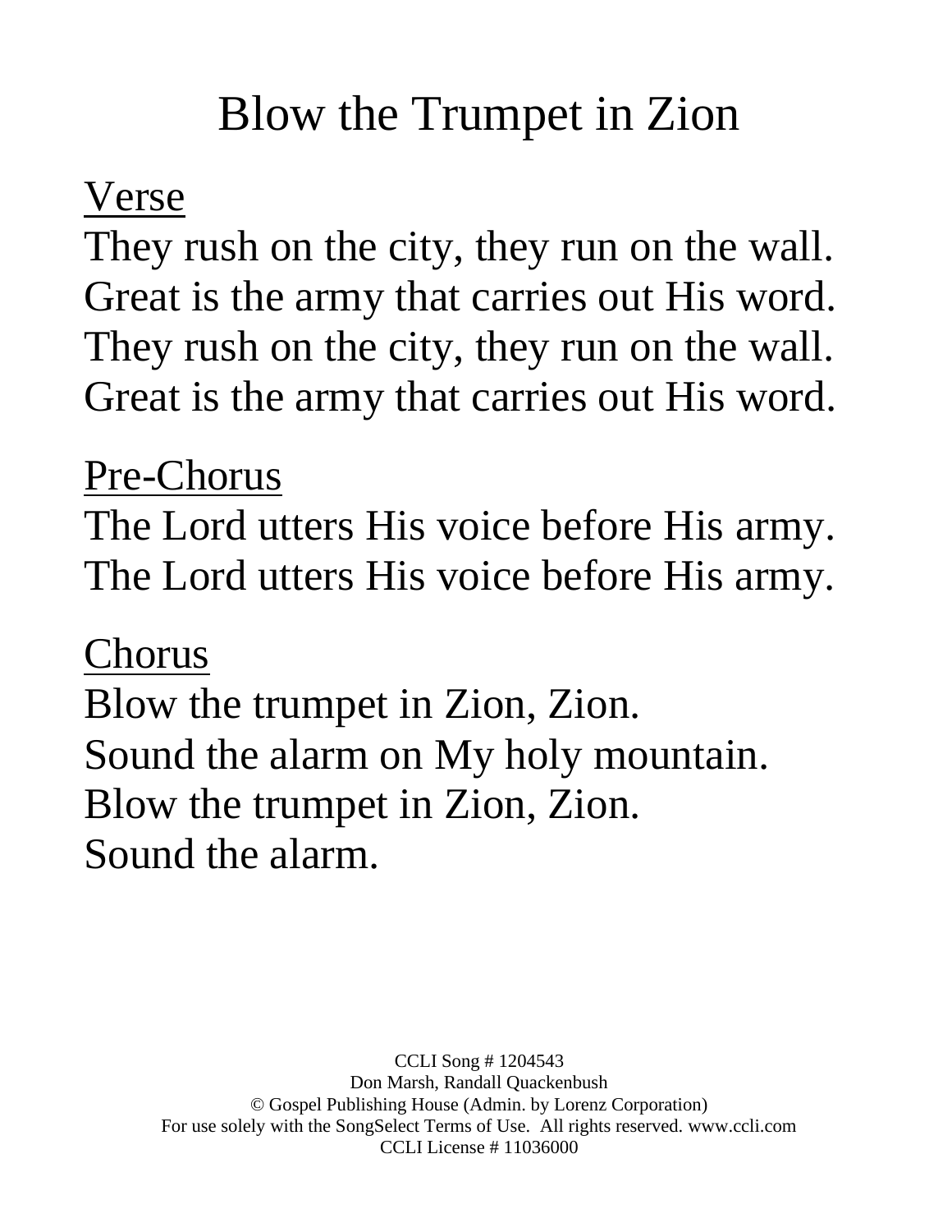# Blow the Trumpet in Zion

Verse

They rush on the city, they run on the wall.
Great is the army that carries out His word.
They rush on the city, they run on the wall.
Great is the army that carries out His word.

Pre-Chorus

The Lord utters His voice before His army.
The Lord utters His voice before His army.

Chorus

Blow the trumpet in Zion, Zion.
Sound the alarm on My holy mountain.
Blow the trumpet in Zion, Zion.
Sound the alarm.

CCLI Song # 1204543
Don Marsh, Randall Quackenbush
© Gospel Publishing House (Admin. by Lorenz Corporation)
For use solely with the SongSelect Terms of Use. All rights reserved. www.ccli.com
CCLI License # 11036000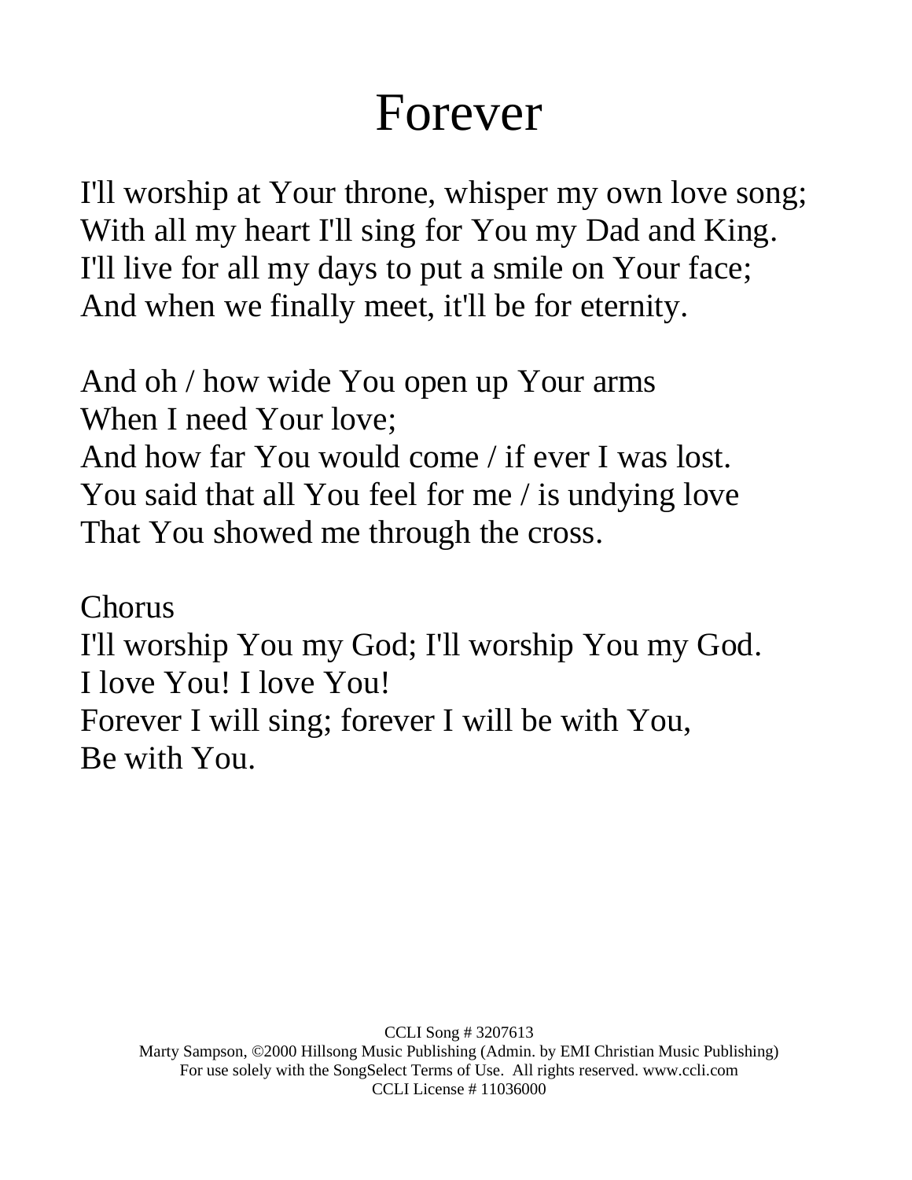# Forever

I'll worship at Your throne, whisper my own love song;
With all my heart I'll sing for You my Dad and King.
I'll live for all my days to put a smile on Your face;
And when we finally meet, it'll be for eternity.

And oh / how wide You open up Your arms
When I need Your love;
And how far You would come / if ever I was lost.
You said that all You feel for me / is undying love
That You showed me through the cross.

Chorus
I'll worship You my God; I'll worship You my God.
I love You! I love You!
Forever I will sing; forever I will be with You,
Be with You.

CCLI Song # 3207613
Marty Sampson, ©2000 Hillsong Music Publishing (Admin. by EMI Christian Music Publishing)
For use solely with the SongSelect Terms of Use. All rights reserved. www.ccli.com
CCLI License # 11036000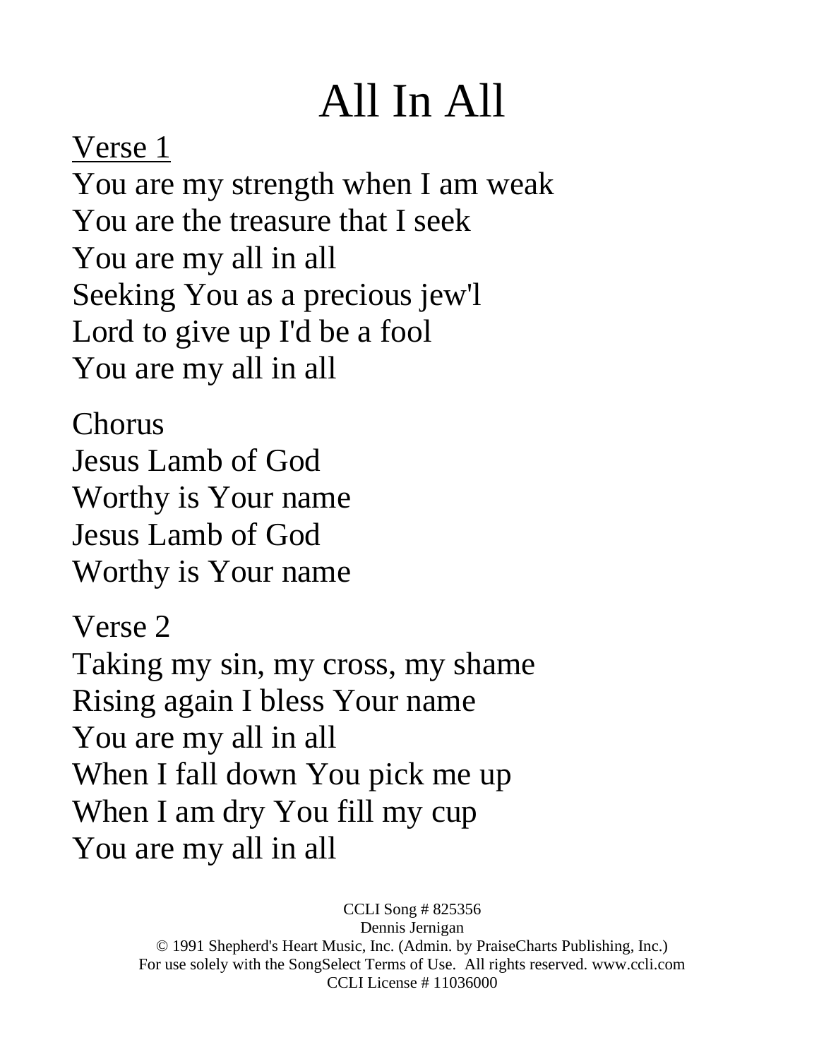# All In All

<u>Verse 1</u>
You are my strength when I am weak
You are the treasure that I seek
You are my all in all
Seeking You as a precious jew'l
Lord to give up I'd be a fool
You are my all in all

Chorus
Jesus Lamb of God
Worthy is Your name
Jesus Lamb of God
Worthy is Your name

Verse 2
Taking my sin, my cross, my shame
Rising again I bless Your name
You are my all in all
When I fall down You pick me up
When I am dry You fill my cup
You are my all in all

CCLI Song # 825356
Dennis Jernigan
© 1991 Shepherd's Heart Music, Inc. (Admin. by PraiseCharts Publishing, Inc.)
For use solely with the SongSelect Terms of Use. All rights reserved. www.ccli.com
CCLI License # 11036000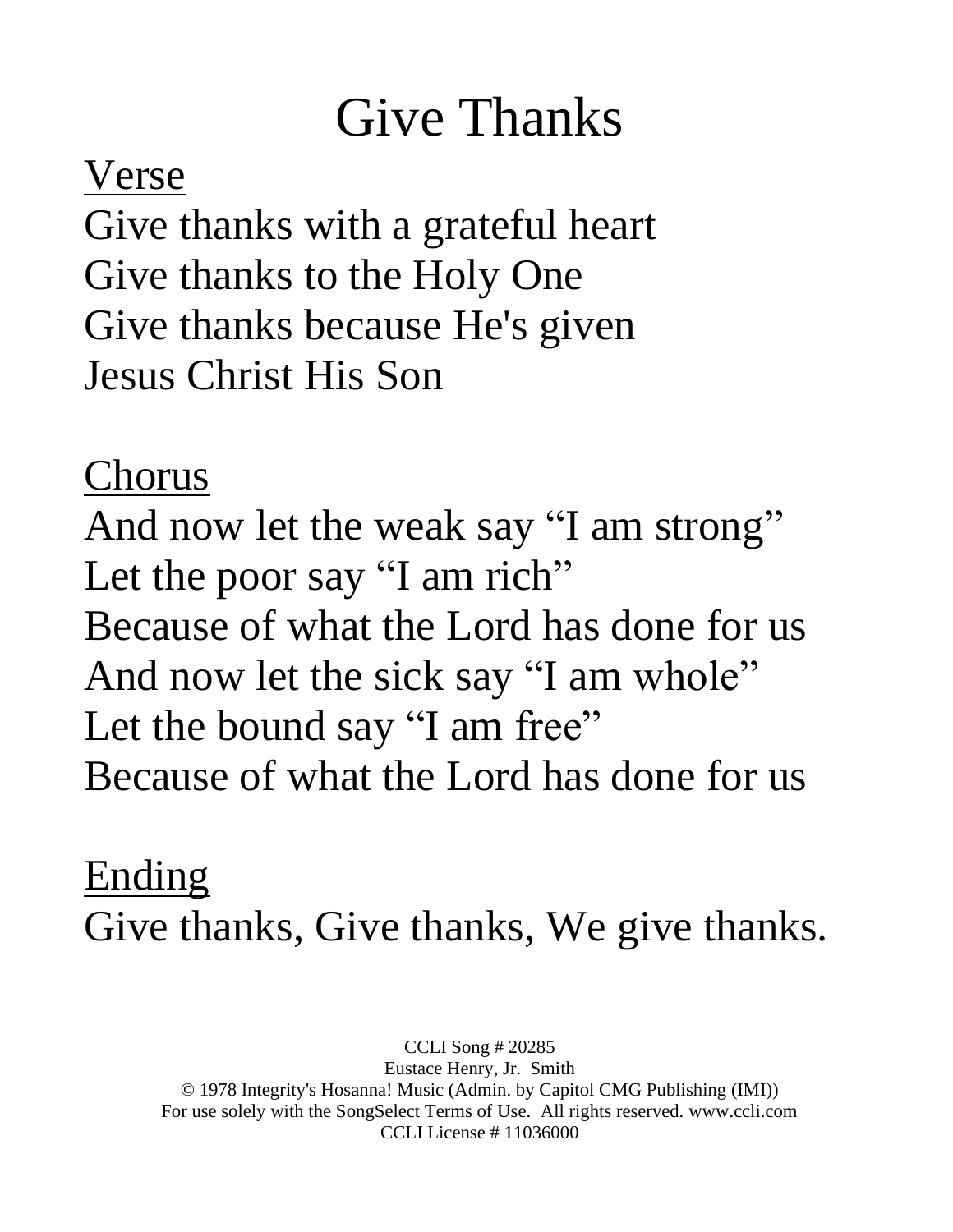# Give Thanks

Verse

Give thanks with a grateful heart
Give thanks to the Holy One
Give thanks because He's given
Jesus Christ His Son

Chorus

And now let the weak say “I am strong”
Let the poor say “I am rich”
Because of what the Lord has done for us
And now let the sick say “I am whole”
Let the bound say “I am free”
Because of what the Lord has done for us

Ending

Give thanks, Give thanks, We give thanks.

CCLI Song # 20285
Eustace Henry, Jr. Smith
© 1978 Integrity's Hosanna! Music (Admin. by Capitol CMG Publishing (IMI))
For use solely with the SongSelect Terms of Use. All rights reserved. www.ccli.com
CCLI License # 11036000